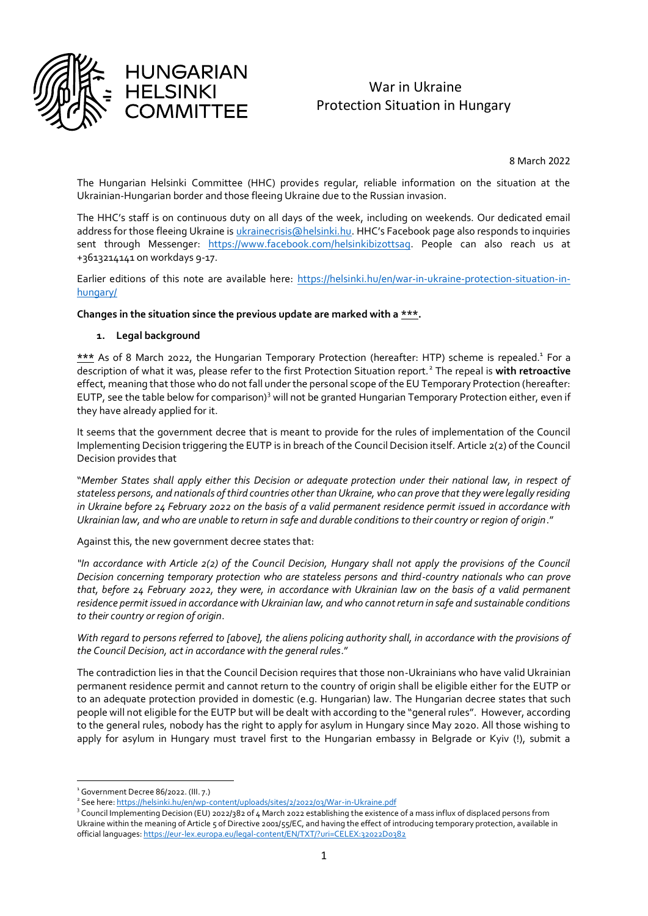HUNGARIAN HELSINKI COMMITTEE

# War in Ukraine
## Protection Situation in Hungary

8 March 2022

The Hungarian Helsinki Committee (HHC) provides regular, reliable information on the situation at the Ukrainian-Hungarian border and those fleeing Ukraine due to the Russian invasion.

The HHC's staff is on continuous duty on all days of the week, including on weekends. Our dedicated email address for those fleeing Ukraine is [ukrainecrisis@helsinki.hu](mailto:ukrainecrisis@helsinki.hu). HHC's Facebook page also responds to inquiries sent through Messenger: [https://www.facebook.com/helsinkibizottsag](https://www.facebook.com/helsinkibizottsag). People can also reach us at +3613214141 on workdays 9-17.

Earlier editions of this note are available here: [https://helsinki.hu/en/war-in-ukraine-protection-situation-in-hungary/](https://helsinki.hu/en/war-in-ukraine-protection-situation-in-hungary/)

**Changes in the situation since the previous update are marked with a *\*\**.**

### 1. Legal background

*** As of 8 March 2022, the Hungarian Temporary Protection (hereafter: HTP) scheme is repealed.[1] For a description of what it was, please refer to the first Protection Situation report.[2] The repeal is **with retroactive** effect, meaning that those who do not fall under the personal scope of the EU Temporary Protection (hereafter: EUTP, see the table below for comparison)[3] will not be granted Hungarian Temporary Protection either, even if they have already applied for it.

It seems that the government decree that is meant to provide for the rules of implementation of the Council Implementing Decision triggering the EUTP is in breach of the Council Decision itself. Article 2(2) of the Council Decision provides that

"*Member States shall apply either this Decision or adequate protection under their national law, in respect of stateless persons, and nationals of third countries other than Ukraine, who can prove that they were legally residing in Ukraine before 24 February 2022 on the basis of a valid permanent residence permit issued in accordance with Ukrainian law, and who are unable to return in safe and durable conditions to their country or region of origin*."

Against this, the new government decree states that:

*"In accordance with Article 2(2) of the Council Decision, Hungary shall not apply the provisions of the Council Decision concerning temporary protection who are stateless persons and third-country nationals who can prove that, before 24 February 2022, they were, in accordance with Ukrainian law on the basis of a valid permanent residence permit issued in accordance with Ukrainian law, and who cannot return in safe and sustainable conditions to their country or region of origin.*

*With regard to persons referred to [above], the aliens policing authority shall, in accordance with the provisions of the Council Decision, act in accordance with the general rules*."

The contradiction lies in that the Council Decision requires that those non-Ukrainians who have valid Ukrainian permanent residence permit and cannot return to the country of origin shall be eligible either for the EUTP or to an adequate protection provided in domestic (e.g. Hungarian) law. The Hungarian decree states that such people will not eligible for the EUTP but will be dealt with according to the "general rules". However, according to the general rules, nobody has the right to apply for asylum in Hungary since May 2020. All those wishing to apply for asylum in Hungary must travel first to the Hungarian embassy in Belgrade or Kyiv (!), submit a

---

[1] Government Decree 86/2022. (III. 7.)

[2] See here: [https://helsinki.hu/en/wp-content/uploads/sites/2/2022/03/War-in-Ukraine.pdf](https://helsinki.hu/en/wp-content/uploads/sites/2/2022/03/War-in-Ukraine.pdf)

[3] Council Implementing Decision (EU) 2022/382 of 4 March 2022 establishing the existence of a mass influx of displaced persons from Ukraine within the meaning of Article 5 of Directive 2001/55/EC, and having the effect of introducing temporary protection, available in official languages: [https://eur-lex.europa.eu/legal-content/EN/TXT/?uri=CELEX:32022D0382](https://eur-lex.europa.eu/legal-content/EN/TXT/?uri=CELEX:32022D0382)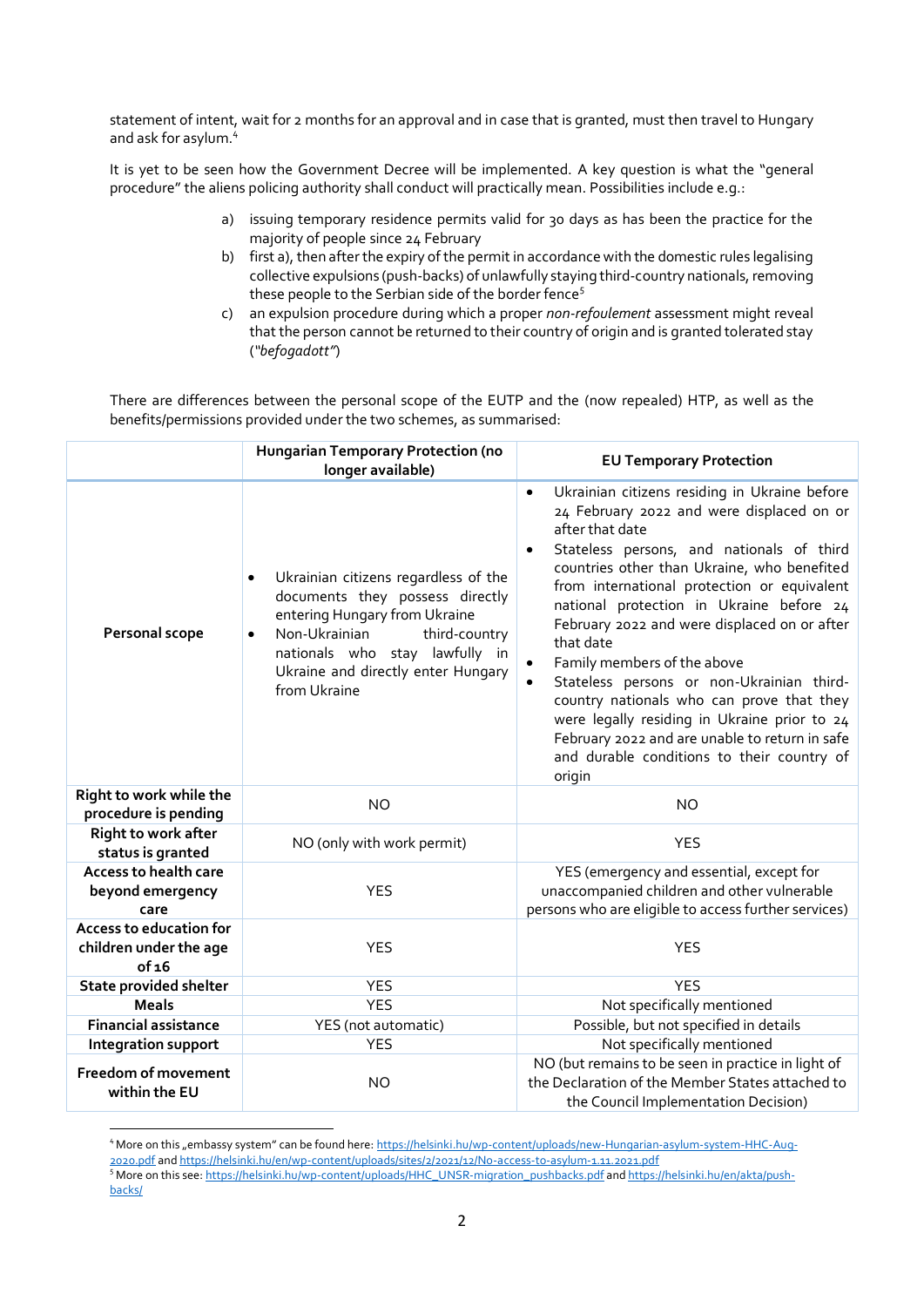statement of intent, wait for 2 months for an approval and in case that is granted, must then travel to Hungary and ask for asylum.[4]

It is yet to be seen how the Government Decree will be implemented. A key question is what the "general procedure" the aliens policing authority shall conduct will practically mean. Possibilities include e.g.:

a) issuing temporary residence permits valid for 30 days as has been the practice for the majority of people since 24 February
b) first a), then after the expiry of the permit in accordance with the domestic rules legalising collective expulsions (push-backs) of unlawfully staying third-country nationals, removing these people to the Serbian side of the border fence[5]
c) an expulsion procedure during which a proper *non-refoulement* assessment might reveal that the person cannot be returned to their country of origin and is granted tolerated stay (*"befogadott"*)

There are differences between the personal scope of the EUTP and the (now repealed) HTP, as well as the benefits/permissions provided under the two schemes, as summarised:

| | **Hungarian Temporary Protection (no longer available)** | **EU Temporary Protection** |
|---|---|---|
| **Personal scope** | • Ukrainian citizens regardless of the documents they possess directly entering Hungary from Ukraine<br>• Non-Ukrainian third-country nationals who stay lawfully in Ukraine and directly enter Hungary from Ukraine | • Ukrainian citizens residing in Ukraine before 24 February 2022 and were displaced on or after that date<br>• Stateless persons, and nationals of third countries other than Ukraine, who benefited from international protection or equivalent national protection in Ukraine before 24 February 2022 and were displaced on or after that date<br>• Family members of the above<br>• Stateless persons or non-Ukrainian third-country nationals who can prove that they were legally residing in Ukraine prior to 24 February 2022 and are unable to return in safe and durable conditions to their country of origin |
| **Right to work while the procedure is pending** | NO | NO |
| **Right to work after status is granted** | NO (only with work permit) | YES |
| **Access to health care beyond emergency care** | YES | YES (emergency and essential, except for unaccompanied children and other vulnerable persons who are eligible to access further services) |
| **Access to education for children under the age of 16** | YES | YES |
| **State provided shelter** | YES | YES |
| **Meals** | YES | Not specifically mentioned |
| **Financial assistance** | YES (not automatic) | Possible, but not specified in details |
| **Integration support** | YES | Not specifically mentioned |
| **Freedom of movement within the EU** | NO | NO (but remains to be seen in practice in light of the Declaration of the Member States attached to the Council Implementation Decision) |

[4] More on this „embassy system" can be found here: https://helsinki.hu/wp-content/uploads/new-Hungarian-asylum-system-HHC-Aug-2020.pdf and https://helsinki.hu/en/wp-content/uploads/sites/2/2021/12/No-access-to-asylum-1.11.2021.pdf

[5] More on this see: https://helsinki.hu/wp-content/uploads/HHC_UNSR-migration_pushbacks.pdf and https://helsinki.hu/en/akta/push-backs/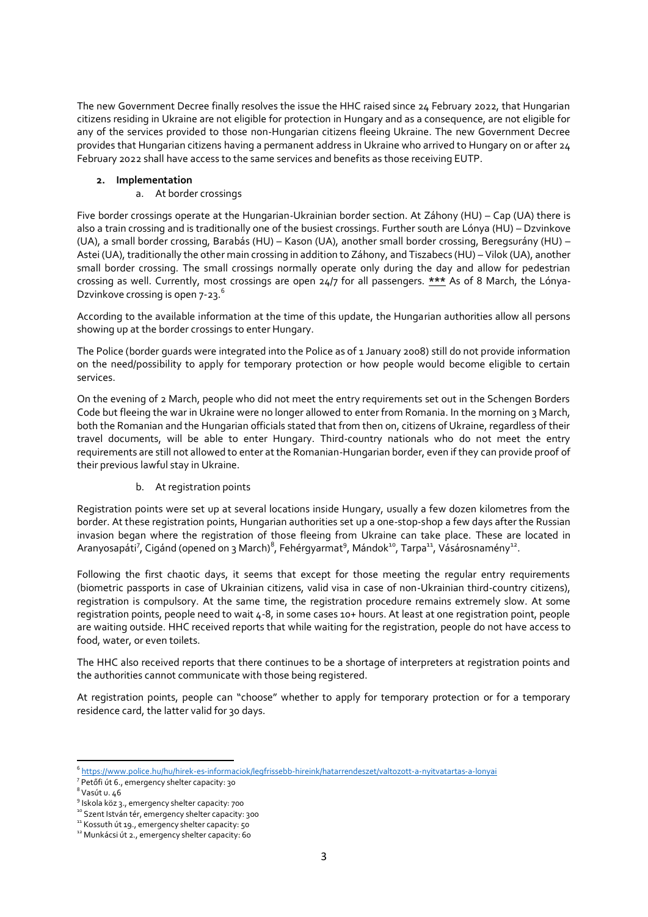The new Government Decree finally resolves the issue the HHC raised since 24 February 2022, that Hungarian citizens residing in Ukraine are not eligible for protection in Hungary and as a consequence, are not eligible for any of the services provided to those non-Hungarian citizens fleeing Ukraine. The new Government Decree provides that Hungarian citizens having a permanent address in Ukraine who arrived to Hungary on or after 24 February 2022 shall have access to the same services and benefits as those receiving EUTP.

## 2. Implementation

### a. At border crossings

Five border crossings operate at the Hungarian-Ukrainian border section. At Záhony (HU) – Cap (UA) there is also a train crossing and is traditionally one of the busiest crossings. Further south are Lónya (HU) – Dzvinkove (UA), a small border crossing, Barabás (HU) – Kason (UA), another small border crossing, Beregsurány (HU) – Astei (UA), traditionally the other main crossing in addition to Záhony, and Tiszabecs (HU) – Vilok (UA), another small border crossing. The small crossings normally operate only during the day and allow for pedestrian crossing as well. Currently, most crossings are open 24/7 for all passengers. **\*\*\*** As of 8 March, the Lónya-Dzvinkove crossing is open 7-23.[6]

According to the available information at the time of this update, the Hungarian authorities allow all persons showing up at the border crossings to enter Hungary.

The Police (border guards were integrated into the Police as of 1 January 2008) still do not provide information on the need/possibility to apply for temporary protection or how people would become eligible to certain services.

On the evening of 2 March, people who did not meet the entry requirements set out in the Schengen Borders Code but fleeing the war in Ukraine were no longer allowed to enter from Romania. In the morning on 3 March, both the Romanian and the Hungarian officials stated that from then on, citizens of Ukraine, regardless of their travel documents, will be able to enter Hungary. Third-country nationals who do not meet the entry requirements are still not allowed to enter at the Romanian-Hungarian border, even if they can provide proof of their previous lawful stay in Ukraine.

### b. At registration points

Registration points were set up at several locations inside Hungary, usually a few dozen kilometres from the border. At these registration points, Hungarian authorities set up a one-stop-shop a few days after the Russian invasion began where the registration of those fleeing from Ukraine can take place. These are located in Aranyosapáti[7], Cigánd (opened on 3 March)[8], Fehérgyarmat[9], Mándok[10], Tarpa[11], Vásárosnamény[12].

Following the first chaotic days, it seems that except for those meeting the regular entry requirements (biometric passports in case of Ukrainian citizens, valid visa in case of non-Ukrainian third-country citizens), registration is compulsory. At the same time, the registration procedure remains extremely slow. At some registration points, people need to wait 4-8, in some cases 10+ hours. At least at one registration point, people are waiting outside. HHC received reports that while waiting for the registration, people do not have access to food, water, or even toilets.

The HHC also received reports that there continues to be a shortage of interpreters at registration points and the authorities cannot communicate with those being registered.

At registration points, people can "choose" whether to apply for temporary protection or for a temporary residence card, the latter valid for 30 days.

---

[6] https://www.police.hu/hu/hirek-es-informaciok/legfrissebb-hireink/hatarrendeszet/valtozott-a-nyitvatartas-a-lonyai

[7] Petőfi út 6., emergency shelter capacity: 30

[8] Vasút u. 46

[9] Iskola köz 3., emergency shelter capacity: 700

[10] Szent István tér, emergency shelter capacity: 300

[11] Kossuth út 19., emergency shelter capacity: 50

[12] Munkácsi út 2., emergency shelter capacity: 60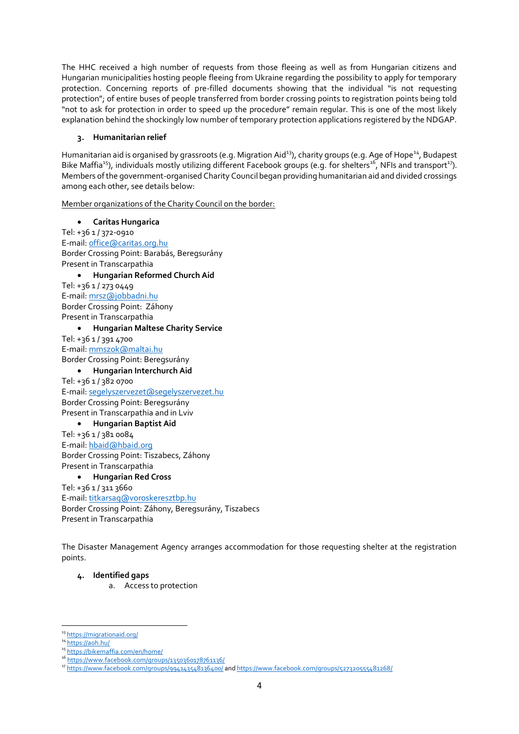The HHC received a high number of requests from those fleeing as well as from Hungarian citizens and Hungarian municipalities hosting people fleeing from Ukraine regarding the possibility to apply for temporary protection. Concerning reports of pre-filled documents showing that the individual "is not requesting protection"; of entire buses of people transferred from border crossing points to registration points being told "not to ask for protection in order to speed up the procedure" remain regular. This is one of the most likely explanation behind the shockingly low number of temporary protection applications registered by the NDGAP.

## 3. Humanitarian relief

Humanitarian aid is organised by grassroots (e.g. Migration Aid[13]), charity groups (e.g. Age of Hope[14], Budapest Bike Maffia[15]), individuals mostly utilizing different Facebook groups (e.g. for shelters[16], NFIs and transport[17]). Members of the government-organised Charity Council began providing humanitarian aid and divided crossings among each other, see details below:

Member organizations of the Charity Council on the border:

- **Caritas Hungarica**

Tel: +36 1 / 372-0910
E-mail: office@caritas.org.hu
Border Crossing Point: Barabás, Beregsurány
Present in Transcarpathia

- **Hungarian Reformed Church Aid**

Tel: +36 1 / 273 0449
E-mail: mrsz@jobbadni.hu
Border Crossing Point: Záhony
Present in Transcarpathia

- **Hungarian Maltese Charity Service**

Tel: +36 1 / 391 4700
E-mail: mmszok@maltai.hu
Border Crossing Point: Beregsurány

- **Hungarian Interchurch Aid**

Tel: +36 1 / 382 0700
E-mail: segelyszervezet@segelyszervezet.hu
Border Crossing Point: Beregsurány
Present in Transcarpathia and in Lviv

- **Hungarian Baptist Aid**

Tel: +36 1 / 381 0084
E-mail: hbaid@hbaid.org
Border Crossing Point: Tiszabecs, Záhony
Present in Transcarpathia

- **Hungarian Red Cross**

Tel: +36 1 / 311 3660
E-mail: titkarsag@voroskeresztbp.hu
Border Crossing Point: Záhony, Beregsurány, Tiszabecs
Present in Transcarpathia

The Disaster Management Agency arranges accommodation for those requesting shelter at the registration points.

## 4. Identified gaps

a. Access to protection

---

[13] https://migrationaid.org/
[14] https://aoh.hu/
[15] https://bikemaffia.com/en/home/
[16] https://www.facebook.com/groups/1350360178761136/
[17] https://www.facebook.com/groups/994143548136400/ and https://www.facebook.com/groups/527320555481268/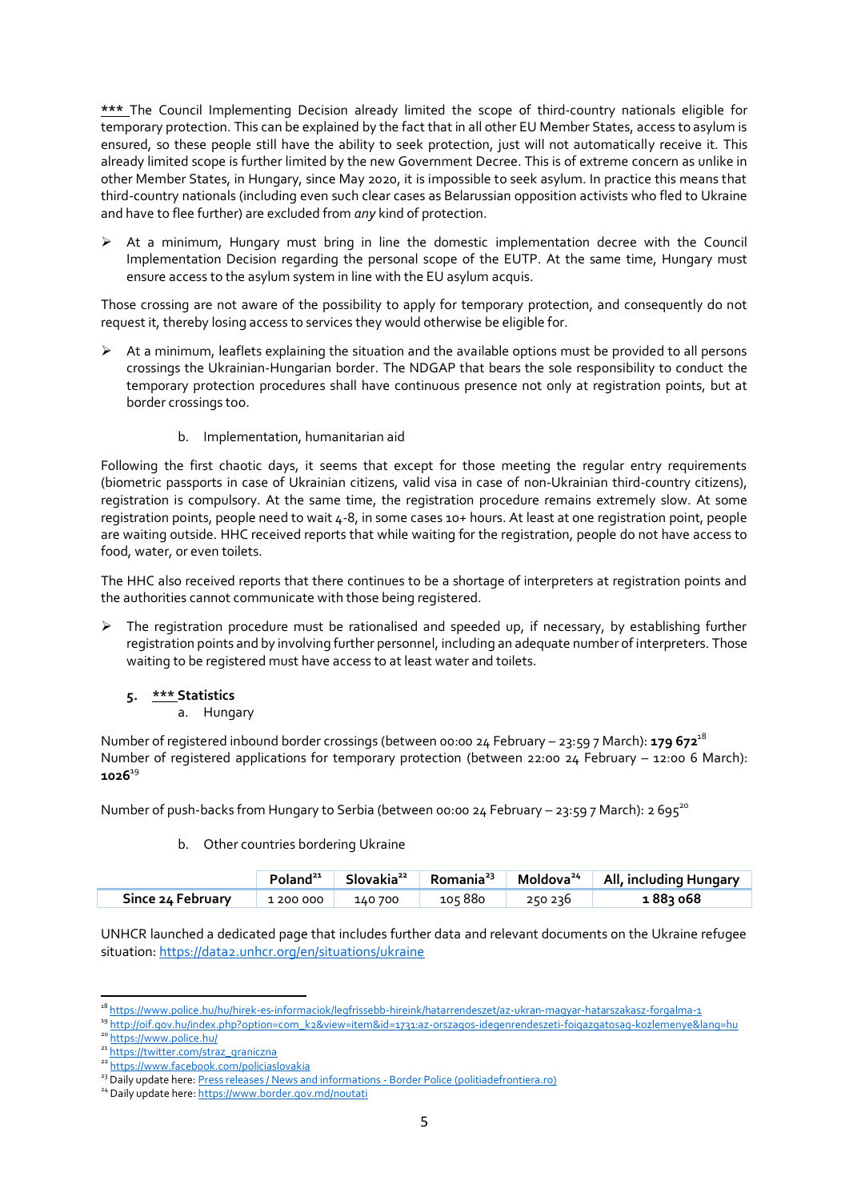*** The Council Implementing Decision already limited the scope of third-country nationals eligible for temporary protection. This can be explained by the fact that in all other EU Member States, access to asylum is ensured, so these people still have the ability to seek protection, just will not automatically receive it. This already limited scope is further limited by the new Government Decree. This is of extreme concern as unlike in other Member States, in Hungary, since May 2020, it is impossible to seek asylum. In practice this means that third-country nationals (including even such clear cases as Belarussian opposition activists who fled to Ukraine and have to flee further) are excluded from *any* kind of protection.

- At a minimum, Hungary must bring in line the domestic implementation decree with the Council Implementation Decision regarding the personal scope of the EUTP. At the same time, Hungary must ensure access to the asylum system in line with the EU asylum acquis.

Those crossing are not aware of the possibility to apply for temporary protection, and consequently do not request it, thereby losing access to services they would otherwise be eligible for.

- At a minimum, leaflets explaining the situation and the available options must be provided to all persons crossings the Ukrainian-Hungarian border. The NDGAP that bears the sole responsibility to conduct the temporary protection procedures shall have continuous presence not only at registration points, but at border crossings too.

b. Implementation, humanitarian aid

Following the first chaotic days, it seems that except for those meeting the regular entry requirements (biometric passports in case of Ukrainian citizens, valid visa in case of non-Ukrainian third-country citizens), registration is compulsory. At the same time, the registration procedure remains extremely slow. At some registration points, people need to wait 4-8, in some cases 10+ hours. At least at one registration point, people are waiting outside. HHC received reports that while waiting for the registration, people do not have access to food, water, or even toilets.

The HHC also received reports that there continues to be a shortage of interpreters at registration points and the authorities cannot communicate with those being registered.

- The registration procedure must be rationalised and speeded up, if necessary, by establishing further registration points and by involving further personnel, including an adequate number of interpreters. Those waiting to be registered must have access to at least water and toilets.

## 5. *** Statistics

a. Hungary

Number of registered inbound border crossings (between 00:00 24 February – 23:59 7 March): **179 672**[18]
Number of registered applications for temporary protection (between 22:00 24 February – 12:00 6 March): **1026**[19]

Number of push-backs from Hungary to Serbia (between 00:00 24 February – 23:59 7 March): 2 695[20]

b. Other countries bordering Ukraine

| | Poland[21] | Slovakia[22] | Romania[23] | Moldova[24] | All, including Hungary |
|---|---|---|---|---|---|
| **Since 24 February** | 1 200 000 | 140 700 | 105 880 | 250 236 | **1 883 068** |

UNHCR launched a dedicated page that includes further data and relevant documents on the Ukraine refugee situation: https://data2.unhcr.org/en/situations/ukraine

---

[18] https://www.police.hu/hu/hirek-es-informaciok/legfrissebb-hireink/hatarrendeszet/az-ukran-magyar-hatarszakasz-forgalma-1
[19] http://oif.gov.hu/index.php?option=com_k2&view=item&id=1731:az-orszagos-idegenrendeszeti-foigazgatosag-kozlemenye&lang=hu
[20] https://www.police.hu/
[21] https://twitter.com/straz_graniczna
[22] https://www.facebook.com/policiaslovakia
[23] Daily update here: Press releases / News and informations - Border Police (politiadefrontiera.ro)
[24] Daily update here: https://www.border.gov.md/noutati